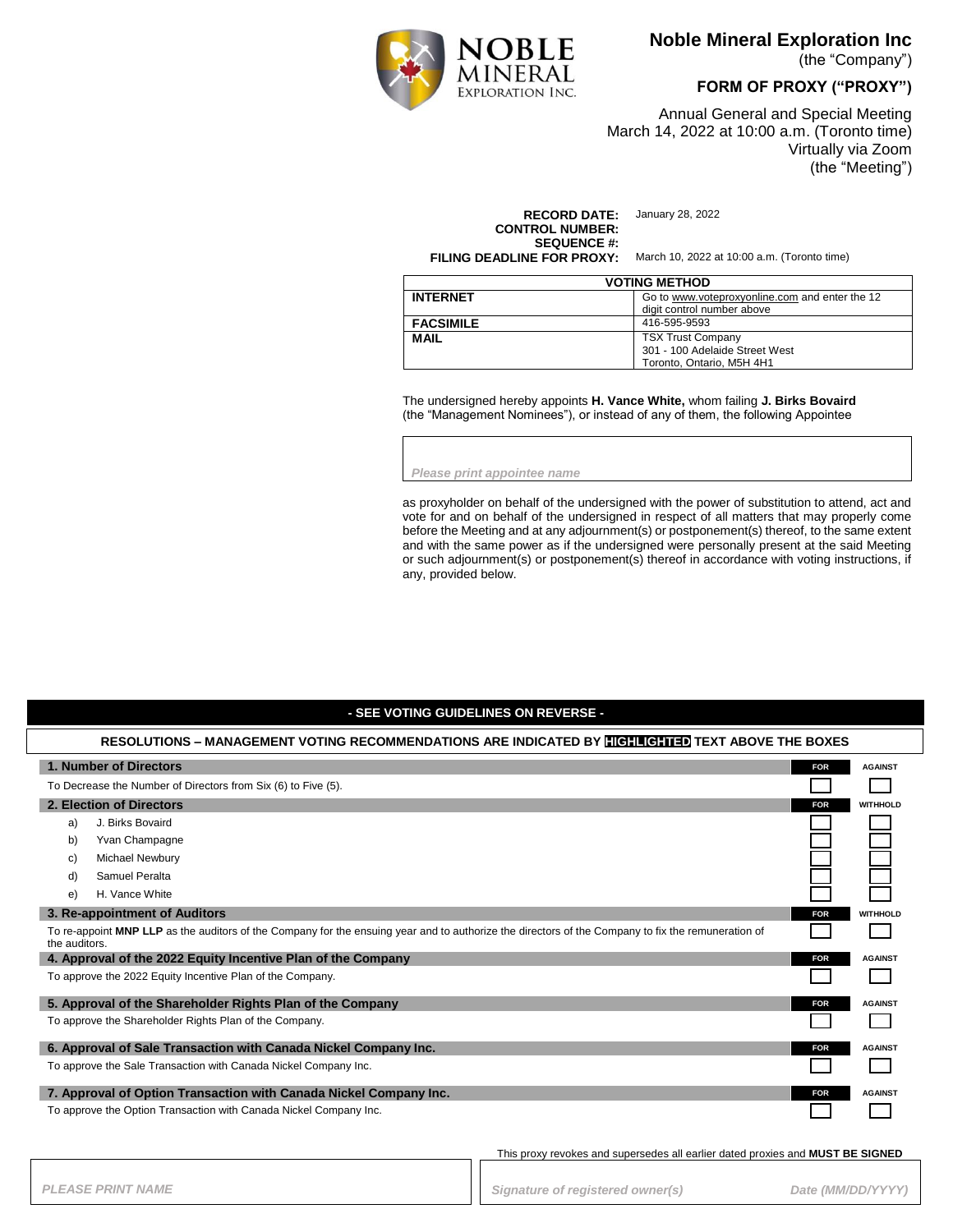# Noble Mineral Exploration Inc

(the "Company")

## FORM OF PROXY ("PROXY")

Annual General and Special Meeting
March 14, 2022 at 10:00 a.m. (Toronto time)
Virtually via Zoom
(the "Meeting")

**RECORD DATE:** January 28, 2022
**CONTROL NUMBER:**
**SEQUENCE #:**
**FILING DEADLINE FOR PROXY:** March 10, 2022 at 10:00 a.m. (Toronto time)

| VOTING METHOD | |
|---|---|
| **INTERNET** | Go to www.voteproxyonline.com and enter the 12 digit control number above |
| **FACSIMILE** | 416-595-9593 |
| **MAIL** | TSX Trust Company<br>301 - 100 Adelaide Street West<br>Toronto, Ontario, M5H 4H1 |

The undersigned hereby appoints **H. Vance White,** whom failing **J. Birks Bovaird** (the "Management Nominees"), or instead of any of them, the following Appointee

*Please print appointee name*

as proxyholder on behalf of the undersigned with the power of substitution to attend, act and vote for and on behalf of the undersigned in respect of all matters that may properly come before the Meeting and at any adjournment(s) or postponement(s) thereof, to the same extent and with the same power as if the undersigned were personally present at the said Meeting or such adjournment(s) or postponement(s) thereof in accordance with voting instructions, if any, provided below.

**- SEE VOTING GUIDELINES ON REVERSE -**

**RESOLUTIONS – MANAGEMENT VOTING RECOMMENDATIONS ARE INDICATED BY HIGHLIGHTED TEXT ABOVE THE BOXES**

| Resolution | | |
|---|---|---|
| **1. Number of Directors** | **FOR** | AGAINST |
| To Decrease the Number of Directors from Six (6) to Five (5). | ☐ | ☐ |
| **2. Election of Directors** | **FOR** | WITHHOLD |
| a) J. Birks Bovaird | ☐ | ☐ |
| b) Yvan Champagne | ☐ | ☐ |
| c) Michael Newbury | ☐ | ☐ |
| d) Samuel Peralta | ☐ | ☐ |
| e) H. Vance White | ☐ | ☐ |
| **3. Re-appointment of Auditors** | **FOR** | WITHHOLD |
| To re-appoint **MNP LLP** as the auditors of the Company for the ensuing year and to authorize the directors of the Company to fix the remuneration of the auditors. | ☐ | ☐ |
| **4. Approval of the 2022 Equity Incentive Plan of the Company** | **FOR** | AGAINST |
| To approve the 2022 Equity Incentive Plan of the Company. | ☐ | ☐ |
| **5. Approval of the Shareholder Rights Plan of the Company** | **FOR** | AGAINST |
| To approve the Shareholder Rights Plan of the Company. | ☐ | ☐ |
| **6. Approval of Sale Transaction with Canada Nickel Company Inc.** | **FOR** | AGAINST |
| To approve the Sale Transaction with Canada Nickel Company Inc. | ☐ | ☐ |
| **7. Approval of Option Transaction with Canada Nickel Company Inc.** | **FOR** | AGAINST |
| To approve the Option Transaction with Canada Nickel Company Inc. | ☐ | ☐ |

This proxy revokes and supersedes all earlier dated proxies and **MUST BE SIGNED**

*PLEASE PRINT NAME*

*Signature of registered owner(s)* *Date (MM/DD/YYYY)*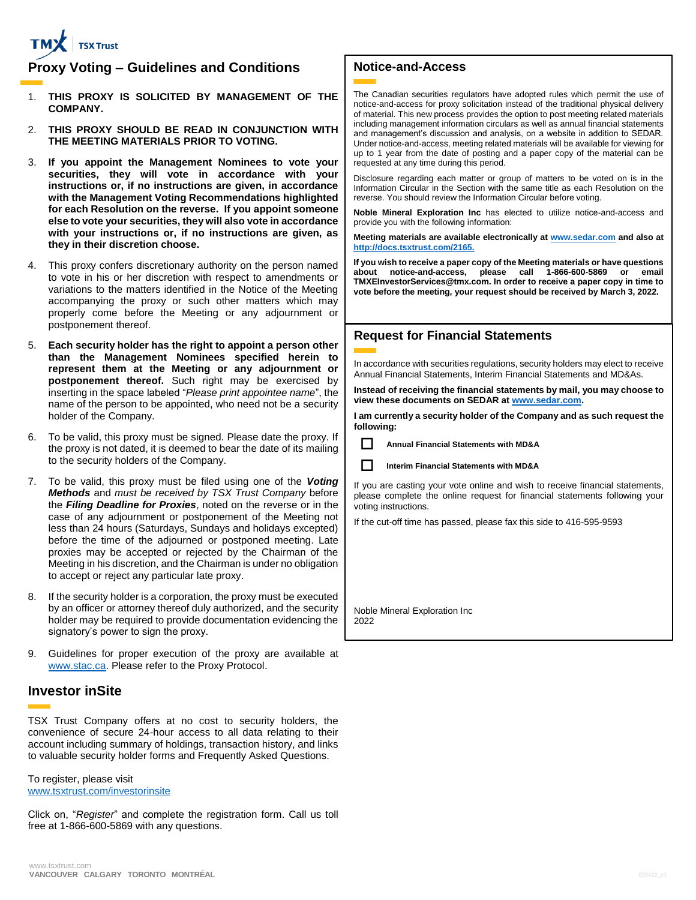TMX TSX Trust

## Proxy Voting – Guidelines and Conditions

1. **THIS PROXY IS SOLICITED BY MANAGEMENT OF THE COMPANY.**
2. **THIS PROXY SHOULD BE READ IN CONJUNCTION WITH THE MEETING MATERIALS PRIOR TO VOTING.**
3. **If you appoint the Management Nominees to vote your securities, they will vote in accordance with your instructions or, if no instructions are given, in accordance with the Management Voting Recommendations highlighted for each Resolution on the reverse. If you appoint someone else to vote your securities, they will also vote in accordance with your instructions or, if no instructions are given, as they in their discretion choose.**
4. This proxy confers discretionary authority on the person named to vote in his or her discretion with respect to amendments or variations to the matters identified in the Notice of the Meeting accompanying the proxy or such other matters which may properly come before the Meeting or any adjournment or postponement thereof.
5. **Each security holder has the right to appoint a person other than the Management Nominees specified herein to represent them at the Meeting or any adjournment or postponement thereof.** Such right may be exercised by inserting in the space labeled "*Please print appointee name*", the name of the person to be appointed, who need not be a security holder of the Company.
6. To be valid, this proxy must be signed. Please date the proxy. If the proxy is not dated, it is deemed to bear the date of its mailing to the security holders of the Company.
7. To be valid, this proxy must be filed using one of the ***Voting Methods*** and *must be received by TSX Trust Company* before the ***Filing Deadline for Proxies***, noted on the reverse or in the case of any adjournment or postponement of the Meeting not less than 24 hours (Saturdays, Sundays and holidays excepted) before the time of the adjourned or postponed meeting. Late proxies may be accepted or rejected by the Chairman of the Meeting in his discretion, and the Chairman is under no obligation to accept or reject any particular late proxy.
8. If the security holder is a corporation, the proxy must be executed by an officer or attorney thereof duly authorized, and the security holder may be required to provide documentation evidencing the signatory's power to sign the proxy.
9. Guidelines for proper execution of the proxy are available at www.stac.ca. Please refer to the Proxy Protocol.

## Investor inSite

TSX Trust Company offers at no cost to security holders, the convenience of secure 24-hour access to all data relating to their account including summary of holdings, transaction history, and links to valuable security holder forms and Frequently Asked Questions.

To register, please visit
www.tsxtrust.com/investorinsite

Click on, "*Register*" and complete the registration form. Call us toll free at 1-866-600-5869 with any questions.

## Notice-and-Access

The Canadian securities regulators have adopted rules which permit the use of notice-and-access for proxy solicitation instead of the traditional physical delivery of material. This new process provides the option to post meeting related materials including management information circulars as well as annual financial statements and management's discussion and analysis, on a website in addition to SEDAR. Under notice-and-access, meeting related materials will be available for viewing for up to 1 year from the date of posting and a paper copy of the material can be requested at any time during this period.

Disclosure regarding each matter or group of matters to be voted on is in the Information Circular in the Section with the same title as each Resolution on the reverse. You should review the Information Circular before voting.

**Noble Mineral Exploration Inc** has elected to utilize notice-and-access and provide you with the following information:

**Meeting materials are available electronically at www.sedar.com and also at http://docs.tsxtrust.com/2165.**

**If you wish to receive a paper copy of the Meeting materials or have questions about notice-and-access, please call 1-866-600-5869 or email TMXEInvestorServices@tmx.com. In order to receive a paper copy in time to vote before the meeting, your request should be received by March 3, 2022.**

## Request for Financial Statements

In accordance with securities regulations, security holders may elect to receive Annual Financial Statements, Interim Financial Statements and MD&As.

**Instead of receiving the financial statements by mail, you may choose to view these documents on SEDAR at www.sedar.com.**

**I am currently a security holder of the Company and as such request the following:**

☐ **Annual Financial Statements with MD&A**

☐ **Interim Financial Statements with MD&A**

If you are casting your vote online and wish to receive financial statements, please complete the online request for financial statements following your voting instructions.

If the cut-off time has passed, please fax this side to 416-595-9593

Noble Mineral Exploration Inc
2022

www.tsxtrust.com
**VANCOUVER CALGARY TORONTO MONTRÉAL**